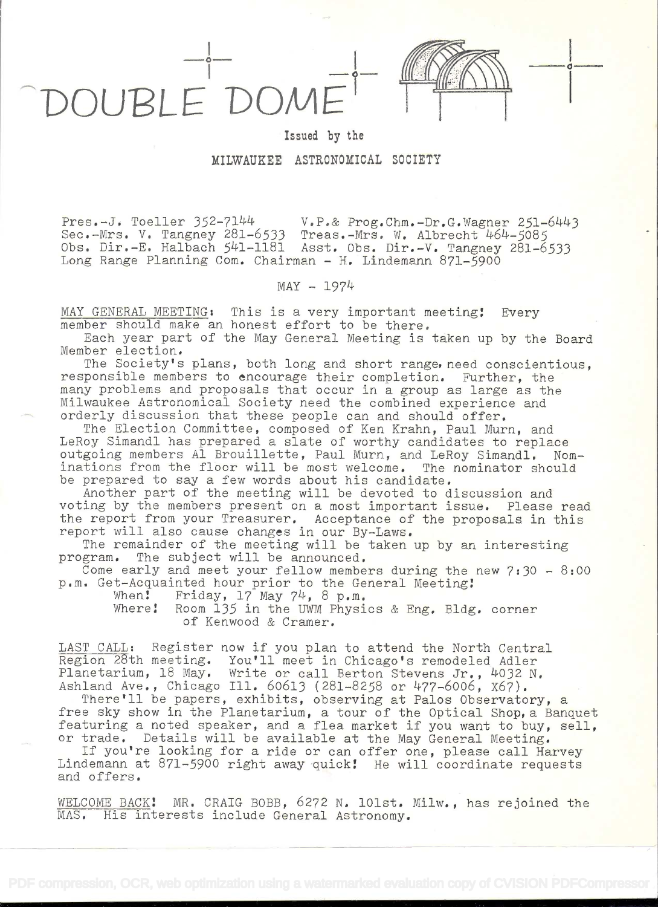# DOUBLE DOME

Issued by the

MILWAUKEE ASTRONOMICAL SOCIETY

Pres.-J. Toeller 352-7144 V.P.& Prog.Chm.-Dr.G.Wagner 251-6443
Sec.-Mrs. V. Tangney 281-6533 Treas.-Mrs. W. Albrecht 464-5085
Obs. Dir.-E. Halbach 541-1181 Asst. Obs. Dir.-V. Tangney 281-6533
Long Range Planning Com. Chairman - H. Lindemann 871-5900

MAY - 1974

MAY GENERAL MEETING: This is a very important meeting! Every member should make an honest effort to be there.

Each year part of the May General Meeting is taken up by the Board Member election.

The Society's plans, both long and short range, need conscientious, responsible members to encourage their completion. Further, the many problems and proposals that occur in a group as large as the Milwaukee Astronomical Society need the combined experience and orderly discussion that these people can and should offer.

The Election Committee, composed of Ken Krahn, Paul Murn, and LeRoy Simandl has prepared a slate of worthy candidates to replace outgoing members Al Brouillette, Paul Murn, and LeRoy Simandl. Nominations from the floor will be most welcome. The nominator should be prepared to say a few words about his candidate.

Another part of the meeting will be devoted to discussion and voting by the members present on a most important issue. Please read the report from your Treasurer. Acceptance of the proposals in this report will also cause changes in our By-Laws.

The remainder of the meeting will be taken up by an interesting program. The subject will be announced.

Come early and meet your fellow members during the new 7:30 - 8:00 p.m. Get-Acquainted hour prior to the General Meeting!

When! Friday, 17 May 74, 8 p.m.
Where! Room 135 in the UWM Physics & Eng. Bldg. corner of Kenwood & Cramer.

LAST CALL: Register now if you plan to attend the North Central Region 28th meeting. You'll meet in Chicago's remodeled Adler Planetarium, 18 May. Write or call Berton Stevens Jr., 4032 N. Ashland Ave., Chicago Ill. 60613 (281-8258 or 477-6006, X67).

There'll be papers, exhibits, observing at Palos Observatory, a free sky show in the Planetarium, a tour of the Optical Shop, a Banquet featuring a noted speaker, and a flea market if you want to buy, sell, or trade. Details will be available at the May General Meeting.

If you're looking for a ride or can offer one, please call Harvey Lindemann at 871-5900 right away quick! He will coordinate requests and offers.

WELCOME BACK! MR. CRAIG BOBB, 6272 N. 101st. Milw., has rejoined the MAS. His interests include General Astronomy.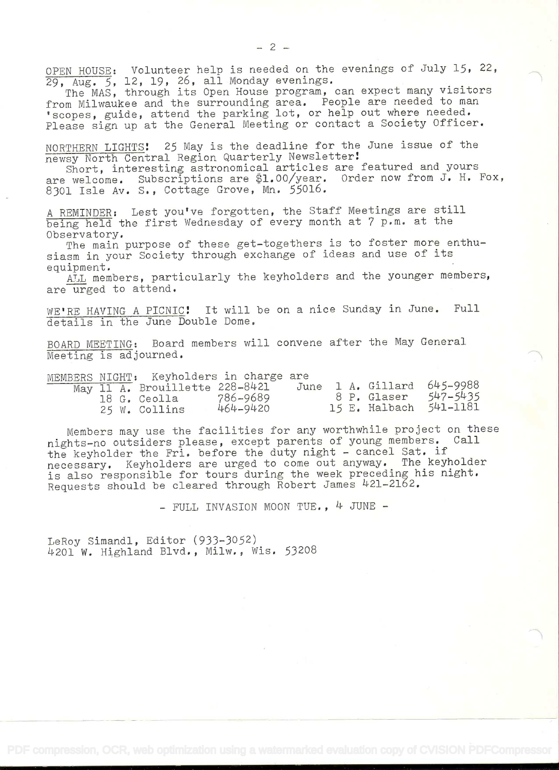OPEN HOUSE: Volunteer help is needed on the evenings of July 15, 22, 29, Aug. 5, 12, 19, 26, all Monday evenings.

The MAS, through its Open House program, can expect many visitors from Milwaukee and the surrounding area. People are needed to man 'scopes, guide, attend the parking lot, or help out where needed. Please sign up at the General Meeting or contact a Society Officer.

NORTHERN LIGHTS! 25 May is the deadline for the June issue of the newsy North Central Region Quarterly Newsletter!

Short, interesting astronomical articles are featured and yours are welcome. Subscriptions are $1.00/year. Order now from J. H. Fox, 8301 Isle Av. S., Cottage Grove, Mn. 55016.

A REMINDER: Lest you've forgotten, the Staff Meetings are still being held the first Wednesday of every month at 7 p.m. at the Observatory.

The main purpose of these get-togethers is to foster more enthusiasm in your Society through exchange of ideas and use of its equipment.

ALL members, particularly the keyholders and the younger members, are urged to attend.

WE'RE HAVING A PICNIC! It will be on a nice Sunday in June. Full details in the June Double Dome.

BOARD MEETING: Board members will convene after the May General Meeting is adjourned.

MEMBERS NIGHT: Keyholders in charge are

| | | | | | |
|---|---|---|---|---|---|
| May 11 | A. Brouillette | 228-8421 | June 1 | A. Gillard | 645-9988 |
| 18 | G. Ceolla | 786-9689 | 8 | P. Glaser | 547-5435 |
| 25 | W. Collins | 464-9420 | 15 | E. Halbach | 541-1181 |

Members may use the facilities for any worthwhile project on these nights-no outsiders please, except parents of young members. Call the keyholder the Fri. before the duty night - cancel Sat. if necessary. Keyholders are urged to come out anyway. The keyholder is also responsible for tours during the week preceding his night. Requests should be cleared through Robert James 421-2162.

- FULL INVASION MOON TUE., 4 JUNE -

LeRoy Simandl, Editor (933-3052)
4201 W. Highland Blvd., Milw., Wis. 53208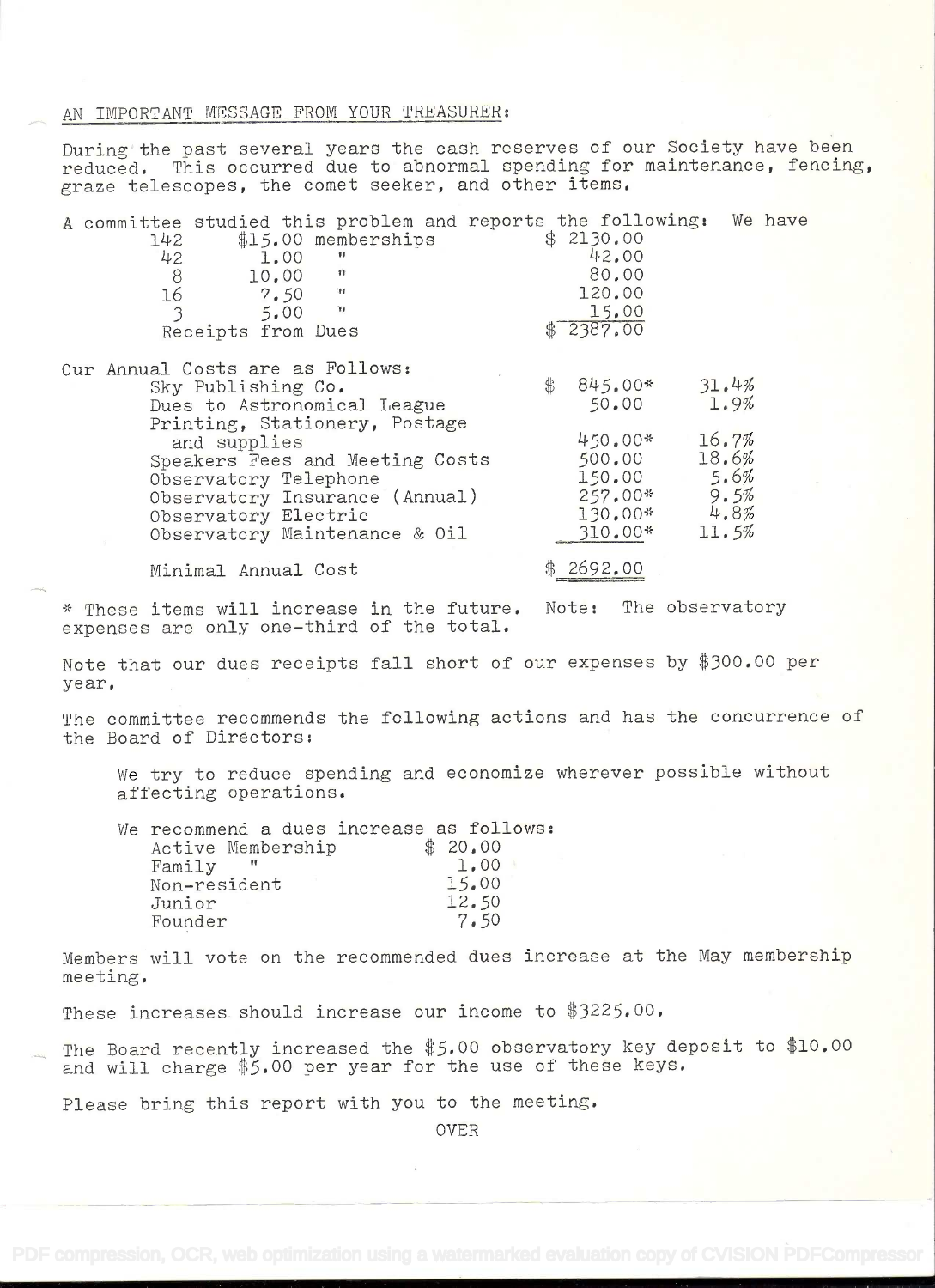AN IMPORTANT MESSAGE FROM YOUR TREASURER:

During the past several years the cash reserves of our Society have been reduced. This occurred due to abnormal spending for maintenance, fencing, graze telescopes, the comet seeker, and other items.

A committee studied this problem and reports the following: We have

| | | |
|---|---|---|
| 142 | $15.00 memberships | $ 2130.00 |
| 42 | 1.00 " | 42.00 |
| 8 | 10.00 " | 80.00 |
| 16 | 7.50 " | 120.00 |
| 3 | 5.00 " | 15.00 |
| | Receipts from Dues | $ 2387.00 |

Our Annual Costs are as Follows:

| | | |
|---|---|---|
| Sky Publishing Co. | $ 845.00* | 31.4% |
| Dues to Astronomical League | 50.00 | 1.9% |
| Printing, Stationery, Postage and supplies | 450.00* | 16.7% |
| Speakers Fees and Meeting Costs | 500.00 | 18.6% |
| Observatory Telephone | 150.00 | 5.6% |
| Observatory Insurance (Annual) | 257.00* | 9.5% |
| Observatory Electric | 130.00* | 4.8% |
| Observatory Maintenance & Oil | 310.00* | 11.5% |
| Minimal Annual Cost | $ 2692.00 | |

* These items will increase in the future. Note: The observatory expenses are only one-third of the total.

Note that our dues receipts fall short of our expenses by $300.00 per year.

The committee recommends the following actions and has the concurrence of the Board of Directors:

We try to reduce spending and economize wherever possible without affecting operations.

We recommend a dues increase as follows:

| | |
|---|---|
| Active Membership | $ 20.00 |
| Family " | 1.00 |
| Non-resident | 15.00 |
| Junior | 12.50 |
| Founder | 7.50 |

Members will vote on the recommended dues increase at the May membership meeting.

These increases should increase our income to $3225.00.

The Board recently increased the $5.00 observatory key deposit to $10.00 and will charge $5.00 per year for the use of these keys.

Please bring this report with you to the meeting.

OVER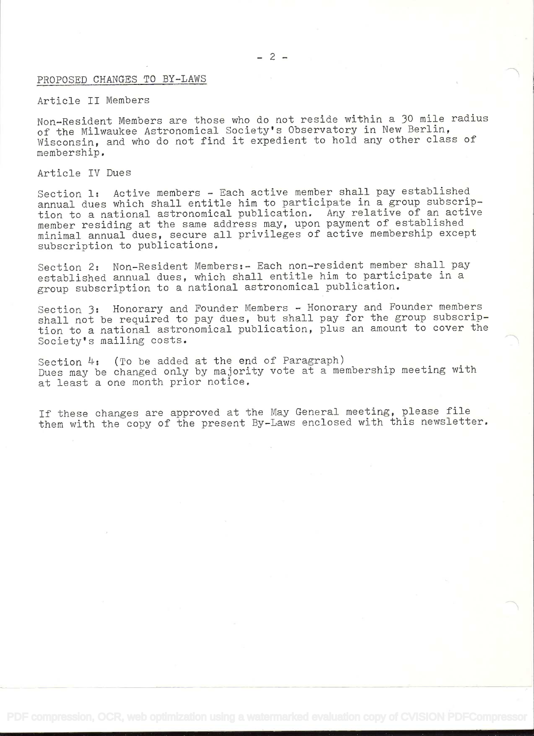## PROPOSED CHANGES TO BY-LAWS

Article II Members

Non-Resident Members are those who do not reside within a 30 mile radius of the Milwaukee Astronomical Society's Observatory in New Berlin, Wisconsin, and who do not find it expedient to hold any other class of membership.

Article IV Dues

Section 1: Active members - Each active member shall pay established annual dues which shall entitle him to participate in a group subscription to a national astronomical publication. Any relative of an active member residing at the same address may, upon payment of established minimal annual dues, secure all privileges of active membership except subscription to publications.

Section 2: Non-Resident Members:- Each non-resident member shall pay established annual dues, which shall entitle him to participate in a group subscription to a national astronomical publication.

Section 3: Honorary and Founder Members - Honorary and Founder members shall not be required to pay dues, but shall pay for the group subscription to a national astronomical publication, plus an amount to cover the Society's mailing costs.

Section 4: (To be added at the end of Paragraph)
Dues may be changed only by majority vote at a membership meeting with at least a one month prior notice.

If these changes are approved at the May General meeting, please file them with the copy of the present By-Laws enclosed with this newsletter.